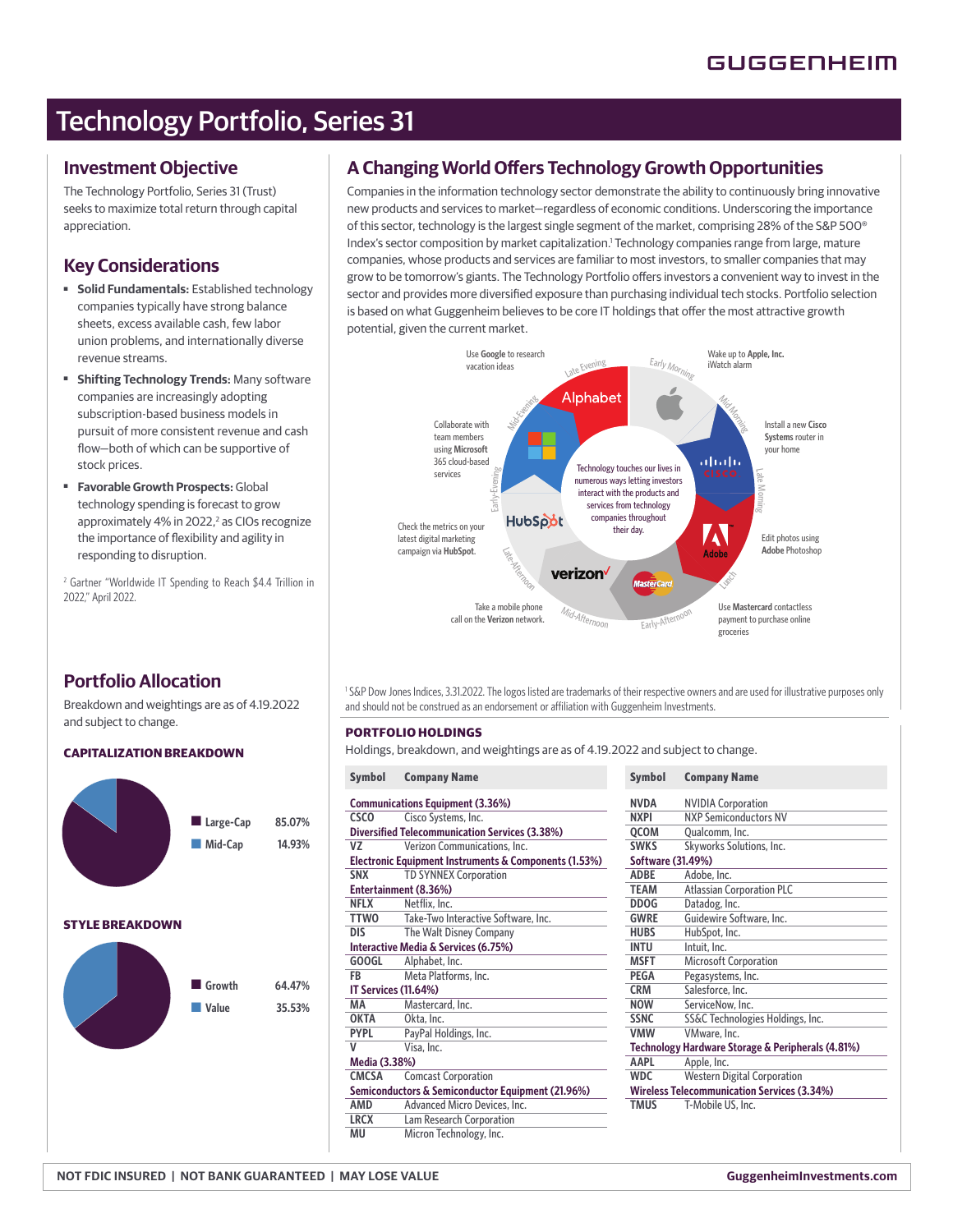# Technology Portfolio, Series 31

## Investment Objective

The Technology Portfolio, Series 31 (Trust) seeks to maximize total return through capital appreciation.

## Key Considerations

- **Solid Fundamentals:** Established technology companies typically have strong balance sheets, excess available cash, few labor union problems, and internationally diverse revenue streams.
- **Shifting Technology Trends:** Many software companies are increasingly adopting subscription-based business models in pursuit of more consistent revenue and cash flow—both of which can be supportive of stock prices.
- **Favorable Growth Prospects:** Global technology spending is forecast to grow approximately 4% in 2022,[2] as CIOs recognize the importance of flexibility and agility in responding to disruption.

[2] Gartner "Worldwide IT Spending to Reach $4.4 Trillion in 2022," April 2022.

## A Changing World Offers Technology Growth Opportunities

Companies in the information technology sector demonstrate the ability to continuously bring innovative new products and services to market—regardless of economic conditions. Underscoring the importance of this sector, technology is the largest single segment of the market, comprising 28% of the S&P 500® Index's sector composition by market capitalization.[1] Technology companies range from large, mature companies, whose products and services are familiar to most investors, to smaller companies that may grow to be tomorrow's giants. The Technology Portfolio offers investors a convenient way to invest in the sector and provides more diversified exposure than purchasing individual tech stocks. Portfolio selection is based on what Guggenheim believes to be core IT holdings that offer the most attractive growth potential, given the current market.

Technology touches our lives in numerous ways letting investors interact with the products and services from technology companies throughout their day.

- Early Morning: Wake up to **Apple, Inc.** iWatch alarm
- Mid-Morning: Install a new **Cisco Systems** router in your home
- Late Morning: Edit photos using **Adobe** Photoshop
- Lunch: Use **Mastercard** contactless payment to purchase online groceries
- Early-Afternoon / Mid-Afternoon: Take a mobile phone call on the **Verizon** network.
- Late-Afternoon: Check the metrics on your latest digital marketing campaign via **HubSpot**.
- Early-Evening / Mid-Evening: Collaborate with team members using **Microsoft** 365 cloud-based services
- Late Evening: Use **Google** to research vacation ideas

[1] S&P Dow Jones Indices, 3.31.2022. The logos listed are trademarks of their respective owners and are used for illustrative purposes only and should not be construed as an endorsement or affiliation with Guggenheim Investments.

## Portfolio Allocation

Breakdown and weightings are as of 4.19.2022 and subject to change.

### CAPITALIZATION BREAKDOWN

| | |
|---|---|
| Large-Cap | 85.07% |
| Mid-Cap | 14.93% |

### STYLE BREAKDOWN

| | |
|---|---|
| Growth | 64.47% |
| Value | 35.53% |

### PORTFOLIO HOLDINGS

Holdings, breakdown, and weightings are as of 4.19.2022 and subject to change.

| Symbol | Company Name |
|---|---|
| **Communications Equipment (3.36%)** | |
| CSCO | Cisco Systems, Inc. |
| **Diversified Telecommunication Services (3.38%)** | |
| VZ | Verizon Communications, Inc. |
| **Electronic Equipment Instruments & Components (1.53%)** | |
| SNX | TD SYNNEX Corporation |
| **Entertainment (8.36%)** | |
| NFLX | Netflix, Inc. |
| TTWO | Take-Two Interactive Software, Inc. |
| DIS | The Walt Disney Company |
| **Interactive Media & Services (6.75%)** | |
| GOOGL | Alphabet, Inc. |
| FB | Meta Platforms, Inc. |
| **IT Services (11.64%)** | |
| MA | Mastercard, Inc. |
| OKTA | Okta, Inc. |
| PYPL | PayPal Holdings, Inc. |
| V | Visa, Inc. |
| **Media (3.38%)** | |
| CMCSA | Comcast Corporation |
| **Semiconductors & Semiconductor Equipment (21.96%)** | |
| AMD | Advanced Micro Devices, Inc. |
| LRCX | Lam Research Corporation |
| MU | Micron Technology, Inc. |
| NVDA | NVIDIA Corporation |
| NXPI | NXP Semiconductors NV |
| QCOM | Qualcomm, Inc. |
| SWKS | Skyworks Solutions, Inc. |
| **Software (31.49%)** | |
| ADBE | Adobe, Inc. |
| TEAM | Atlassian Corporation PLC |
| DDOG | Datadog, Inc. |
| GWRE | Guidewire Software, Inc. |
| HUBS | HubSpot, Inc. |
| INTU | Intuit, Inc. |
| MSFT | Microsoft Corporation |
| PEGA | Pegasystems, Inc. |
| CRM | Salesforce, Inc. |
| NOW | ServiceNow, Inc. |
| SSNC | SS&C Technologies Holdings, Inc. |
| VMW | VMware, Inc. |
| **Technology Hardware Storage & Peripherals (4.81%)** | |
| AAPL | Apple, Inc. |
| WDC | Western Digital Corporation |
| **Wireless Telecommunication Services (3.34%)** | |
| TMUS | T-Mobile US, Inc. |

NOT FDIC INSURED | NOT BANK GUARANTEED | MAY LOSE VALUE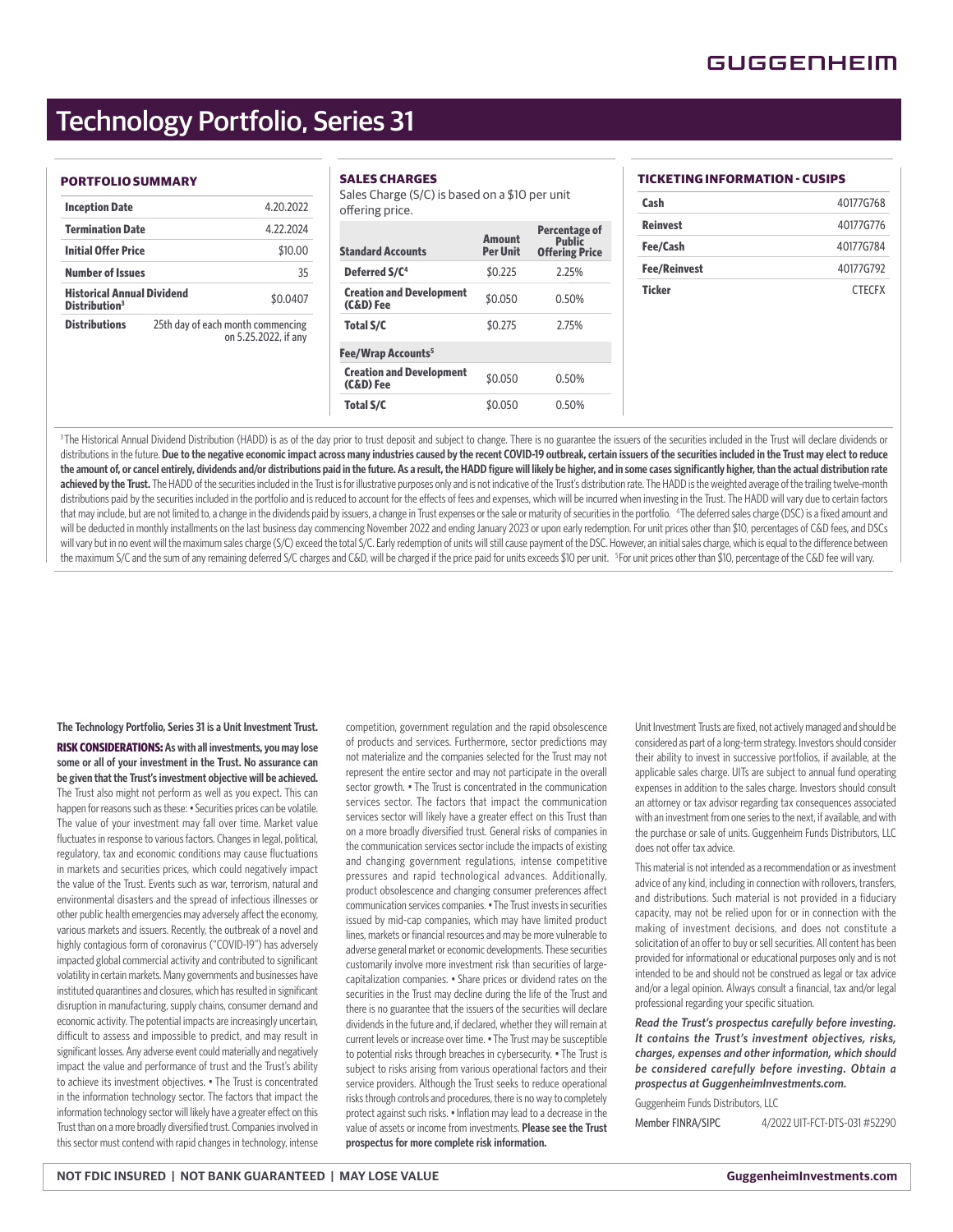# Technology Portfolio, Series 31

### PORTFOLIO SUMMARY

| | |
|---|---|
| **Inception Date** | 4.20.2022 |
| **Termination Date** | 4.22.2024 |
| **Initial Offer Price** | $10.00 |
| **Number of Issues** | 35 |
| **Historical Annual Dividend Distribution**[3] | $0.0407 |
| **Distributions** | 25th day of each month commencing on 5.25.2022, if any |

### SALES CHARGES

Sales Charge (S/C) is based on a $10 per unit offering price.

| **Standard Accounts** | **Amount Per Unit** | **Percentage of Public Offering Price** |
|---|---|---|
| **Deferred S/C**[4] | $0.225 | 2.25% |
| **Creation and Development (C&D) Fee** | $0.050 | 0.50% |
| **Total S/C** | $0.275 | 2.75% |
| **Fee/Wrap Accounts**[5] | | |
| **Creation and Development (C&D) Fee** | $0.050 | 0.50% |
| **Total S/C** | $0.050 | 0.50% |

### TICKETING INFORMATION - CUSIPS

| | |
|---|---|
| **Cash** | 40177G768 |
| **Reinvest** | 40177G776 |
| **Fee/Cash** | 40177G784 |
| **Fee/Reinvest** | 40177G792 |
| **Ticker** | CTECFX |

[3] The Historical Annual Dividend Distribution (HADD) is as of the day prior to trust deposit and subject to change. There is no guarantee the issuers of the securities included in the Trust will declare dividends or distributions in the future. **Due to the negative economic impact across many industries caused by the recent COVID-19 outbreak, certain issuers of the securities included in the Trust may elect to reduce the amount of, or cancel entirely, dividends and/or distributions paid in the future. As a result, the HADD figure will likely be higher, and in some cases significantly higher, than the actual distribution rate achieved by the Trust.** The HADD of the securities included in the Trust is for illustrative purposes only and is not indicative of the Trust's distribution rate. The HADD is the weighted average of the trailing twelve-month distributions paid by the securities included in the portfolio and is reduced to account for the effects of fees and expenses, which will be incurred when investing in the Trust. The HADD will vary due to certain factors that may include, but are not limited to, a change in the dividends paid by issuers, a change in Trust expenses or the sale or maturity of securities in the portfolio. [4] The deferred sales charge (DSC) is a fixed amount and will be deducted in monthly installments on the last business day commencing November 2022 and ending January 2023 or upon early redemption. For unit prices other than $10, percentages of C&D fees, and DSCs will vary but in no event will the maximum sales charge (S/C) exceed the total S/C. Early redemption of units will still cause payment of the DSC. However, an initial sales charge, which is equal to the difference between the maximum S/C and the sum of any remaining deferred S/C charges and C&D, will be charged if the price paid for units exceeds $10 per unit. [5] For unit prices other than $10, percentage of the C&D fee will vary.

**The Technology Portfolio, Series 31 is a Unit Investment Trust.**

**RISK CONSIDERATIONS: As with all investments, you may lose some or all of your investment in the Trust. No assurance can be given that the Trust's investment objective will be achieved.** The Trust also might not perform as well as you expect. This can happen for reasons such as these: • Securities prices can be volatile. The value of your investment may fall over time. Market value fluctuates in response to various factors. Changes in legal, political, regulatory, tax and economic conditions may cause fluctuations in markets and securities prices, which could negatively impact the value of the Trust. Events such as war, terrorism, natural and environmental disasters and the spread of infectious illnesses or other public health emergencies may adversely affect the economy, various markets and issuers. Recently, the outbreak of a novel and highly contagious form of coronavirus ("COVID-19") has adversely impacted global commercial activity and contributed to significant volatility in certain markets. Many governments and businesses have instituted quarantines and closures, which has resulted in significant disruption in manufacturing, supply chains, consumer demand and economic activity. The potential impacts are increasingly uncertain, difficult to assess and impossible to predict, and may result in significant losses. Any adverse event could materially and negatively impact the value and performance of trust and the Trust's ability to achieve its investment objectives. • The Trust is concentrated in the information technology sector. The factors that impact the information technology sector will likely have a greater effect on this Trust than on a more broadly diversified trust. Companies involved in this sector must contend with rapid changes in technology, intense competition, government regulation and the rapid obsolescence of products and services. Furthermore, sector predictions may not materialize and the companies selected for the Trust may not represent the entire sector and may not participate in the overall sector growth. • The Trust is concentrated in the communication services sector. The factors that impact the communication services sector will likely have a greater effect on this Trust than on a more broadly diversified trust. General risks of companies in the communication services sector include the impacts of existing and changing government regulations, intense competitive pressures and rapid technological advances. Additionally, product obsolescence and changing consumer preferences affect communication services companies. • The Trust invests in securities issued by mid-cap companies, which may have limited product lines, markets or financial resources and may be more vulnerable to adverse general market or economic developments. These securities customarily involve more investment risk than securities of large-capitalization companies. • Share prices or dividend rates on the securities in the Trust may decline during the life of the Trust and there is no guarantee that the issuers of the securities will declare dividends in the future and, if declared, whether they will remain at current levels or increase over time. • The Trust may be susceptible to potential risks through breaches in cybersecurity. • The Trust is subject to risks arising from various operational factors and their service providers. Although the Trust seeks to reduce operational risks through controls and procedures, there is no way to completely protect against such risks. • Inflation may lead to a decrease in the value of assets or income from investments. **Please see the Trust prospectus for more complete risk information.**

Unit Investment Trusts are fixed, not actively managed and should be considered as part of a long-term strategy. Investors should consider their ability to invest in successive portfolios, if available, at the applicable sales charge. UITs are subject to annual fund operating expenses in addition to the sales charge. Investors should consult an attorney or tax advisor regarding tax consequences associated with an investment from one series to the next, if available, and with the purchase or sale of units. Guggenheim Funds Distributors, LLC does not offer tax advice.

This material is not intended as a recommendation or as investment advice of any kind, including in connection with rollovers, transfers, and distributions. Such material is not provided in a fiduciary capacity, may not be relied upon for or in connection with the making of investment decisions, and does not constitute a solicitation of an offer to buy or sell securities. All content has been provided for informational or educational purposes only and is not intended to be and should not be construed as legal or tax advice and/or a legal opinion. Always consult a financial, tax and/or legal professional regarding your specific situation.

***Read the Trust's prospectus carefully before investing. It contains the Trust's investment objectives, risks, charges, expenses and other information, which should be considered carefully before investing. Obtain a prospectus at GuggenheimInvestments.com.***

Guggenheim Funds Distributors, LLC

Member FINRA/SIPC 4/2022 UIT-FCT-DTS-031 #52290

**NOT FDIC INSURED | NOT BANK GUARANTEED | MAY LOSE VALUE**

**GuggenheimInvestments.com**